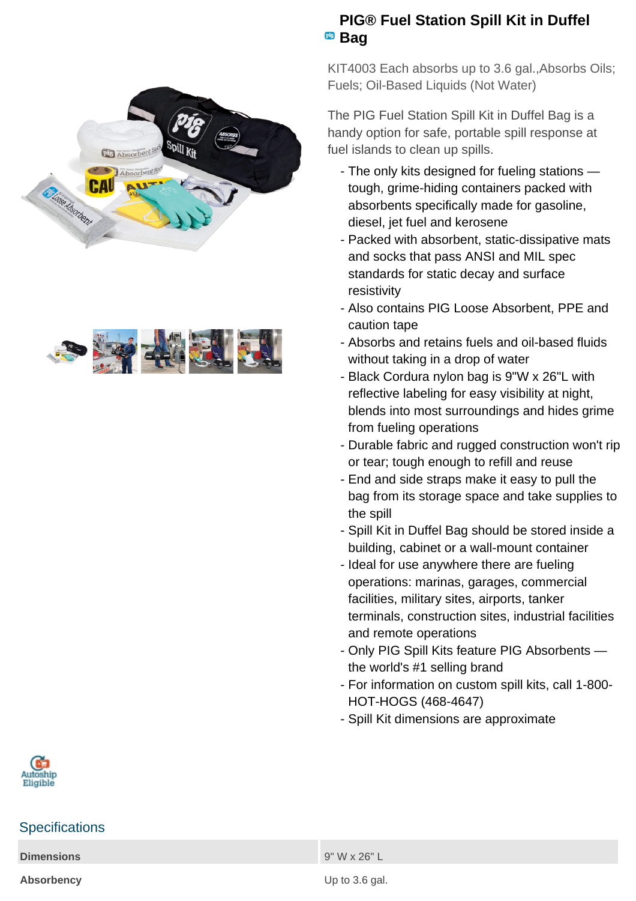# PIG® Fuel Station Spill Kit in Duffel Bag

KIT4003 Each absorbs up to 3.6 gal.,Absorbs Oils; Fuels; Oil-Based Liquids (Not Water)

The PIG Fuel Station Spill Kit in Duffel Bag is a handy option for safe, portable spill response at fuel islands to clean up spills.

- The only kits designed for fueling stations — tough, grime-hiding containers packed with absorbents specifically made for gasoline, diesel, jet fuel and kerosene
- Packed with absorbent, static-dissipative mats and socks that pass ANSI and MIL spec standards for static decay and surface resistivity
- Also contains PIG Loose Absorbent, PPE and caution tape
- Absorbs and retains fuels and oil-based fluids without taking in a drop of water
- Black Cordura nylon bag is 9"W x 26"L with reflective labeling for easy visibility at night, blends into most surroundings and hides grime from fueling operations
- Durable fabric and rugged construction won't rip or tear; tough enough to refill and reuse
- End and side straps make it easy to pull the bag from its storage space and take supplies to the spill
- Spill Kit in Duffel Bag should be stored inside a building, cabinet or a wall-mount container
- Ideal for use anywhere there are fueling operations: marinas, garages, commercial facilities, military sites, airports, tanker terminals, construction sites, industrial facilities and remote operations
- Only PIG Spill Kits feature PIG Absorbents — the world's #1 selling brand
- For information on custom spill kits, call 1-800-HOT-HOGS (468-4647)
- Spill Kit dimensions are approximate

Autoship Eligible

## Specifications

| | |
|---|---|
| **Dimensions** | 9" W x 26" L |
| **Absorbency** | Up to 3.6 gal. |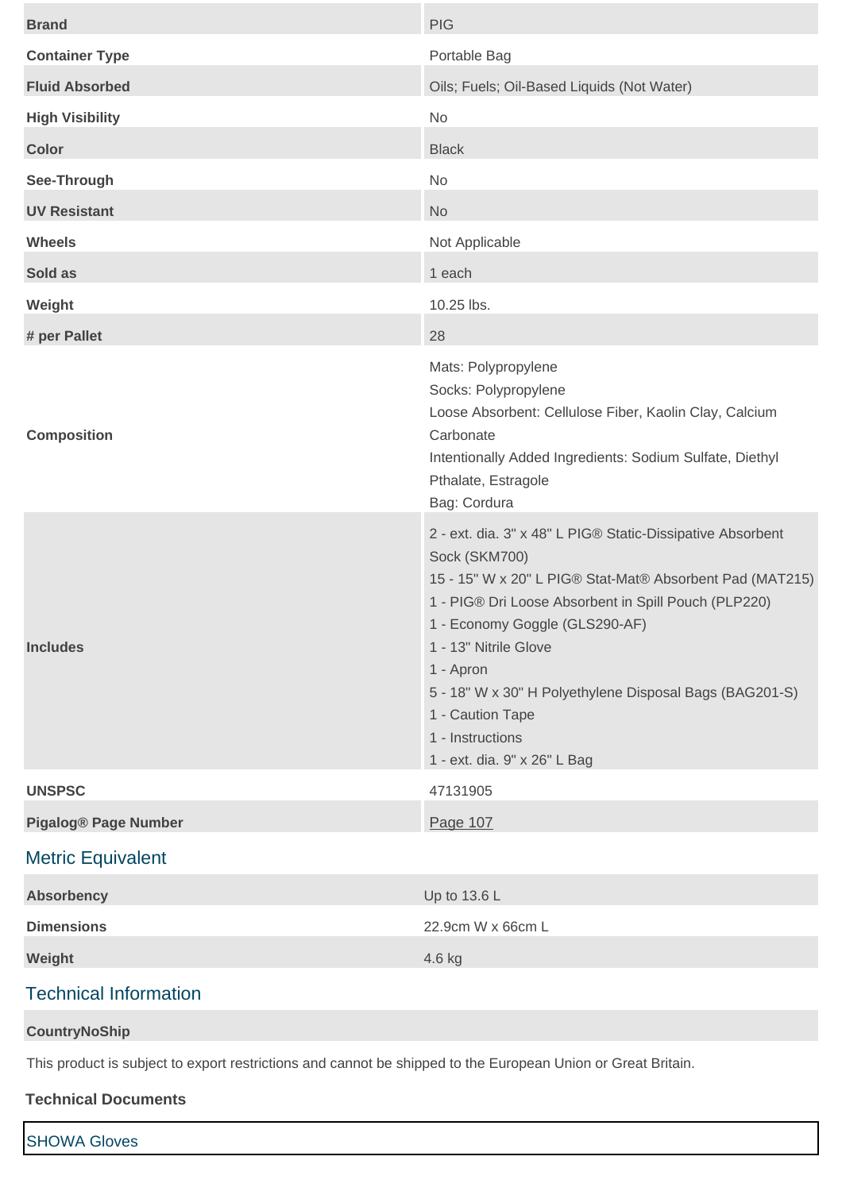| | |
|---|---|
| **Brand** | PIG |
| **Container Type** | Portable Bag |
| **Fluid Absorbed** | Oils; Fuels; Oil-Based Liquids (Not Water) |
| **High Visibility** | No |
| **Color** | Black |
| **See-Through** | No |
| **UV Resistant** | No |
| **Wheels** | Not Applicable |
| **Sold as** | 1 each |
| **Weight** | 10.25 lbs. |
| **# per Pallet** | 28 |
| **Composition** | Mats: Polypropylene<br>Socks: Polypropylene<br>Loose Absorbent: Cellulose Fiber, Kaolin Clay, Calcium Carbonate<br>Intentionally Added Ingredients: Sodium Sulfate, Diethyl Pthalate, Estragole<br>Bag: Cordura |
| **Includes** | 2 - ext. dia. 3" x 48" L PIG® Static-Dissipative Absorbent Sock (SKM700)<br>15 - 15" W x 20" L PIG® Stat-Mat® Absorbent Pad (MAT215)<br>1 - PIG® Dri Loose Absorbent in Spill Pouch (PLP220)<br>1 - Economy Goggle (GLS290-AF)<br>1 - 13" Nitrile Glove<br>1 - Apron<br>5 - 18" W x 30" H Polyethylene Disposal Bags (BAG201-S)<br>1 - Caution Tape<br>1 - Instructions<br>1 - ext. dia. 9" x 26" L Bag |
| **UNSPSC** | 47131905 |
| **Pigalog® Page Number** | Page 107 |

## Metric Equivalent

| | |
|---|---|
| **Absorbency** | Up to 13.6 L |
| **Dimensions** | 22.9cm W x 66cm L |
| **Weight** | 4.6 kg |

## Technical Information

**CountryNoShip**

This product is subject to export restrictions and cannot be shipped to the European Union or Great Britain.

**Technical Documents**

SHOWA Gloves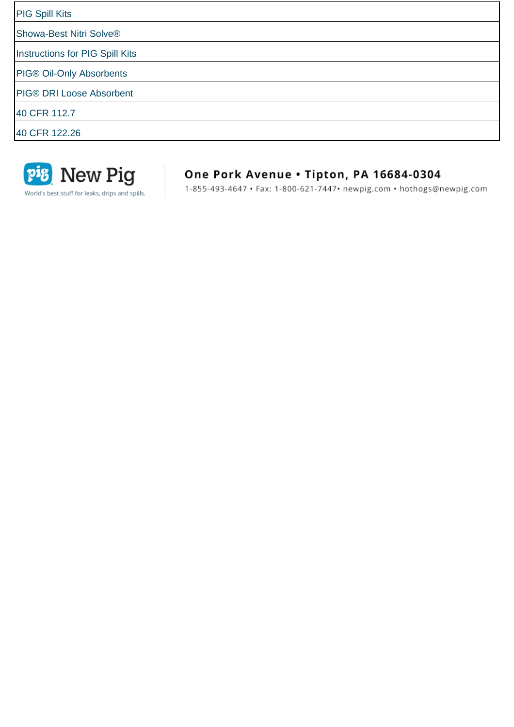| |
|---|
| PIG Spill Kits |
| Showa-Best Nitri Solve® |
| Instructions for PIG Spill Kits |
| PIG® Oil-Only Absorbents |
| PIG® DRI Loose Absorbent |
| 40 CFR 112.7 |
| 40 CFR 122.26 |

New Pig
World's best stuff for leaks, drips and spills.

One Pork Avenue • Tipton, PA 16684-0304
1-855-493-4647 • Fax: 1-800-621-7447• newpig.com • hothogs@newpig.com